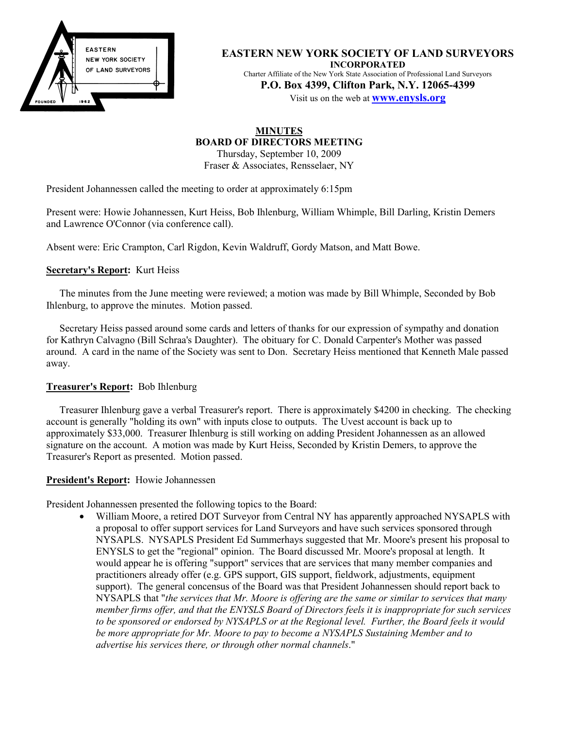**EASTERN NEW YORK SOCIETY OF LAND SURVEYORS**
**INCORPORATED**
Charter Affiliate of the New York State Association of Professional Land Surveyors
**P.O. Box 4399, Clifton Park, N.Y. 12065-4399**
Visit us on the web at **www.enysls.org**

# MINUTES
## BOARD OF DIRECTORS MEETING
Thursday, September 10, 2009
Fraser & Associates, Rensselaer, NY

President Johannessen called the meeting to order at approximately 6:15pm

Present were: Howie Johannessen, Kurt Heiss, Bob Ihlenburg, William Whimple, Bill Darling, Kristin Demers and Lawrence O'Connor (via conference call).

Absent were: Eric Crampton, Carl Rigdon, Kevin Waldruff, Gordy Matson, and Matt Bowe.

**Secretary's Report:** Kurt Heiss

The minutes from the June meeting were reviewed; a motion was made by Bill Whimple, Seconded by Bob Ihlenburg, to approve the minutes. Motion passed.

Secretary Heiss passed around some cards and letters of thanks for our expression of sympathy and donation for Kathryn Calvagno (Bill Schraa's Daughter). The obituary for C. Donald Carpenter's Mother was passed around. A card in the name of the Society was sent to Don. Secretary Heiss mentioned that Kenneth Male passed away.

**Treasurer's Report:** Bob Ihlenburg

Treasurer Ihlenburg gave a verbal Treasurer's report. There is approximately $4200 in checking. The checking account is generally "holding its own" with inputs close to outputs. The Uvest account is back up to approximately $33,000. Treasurer Ihlenburg is still working on adding President Johannessen as an allowed signature on the account. A motion was made by Kurt Heiss, Seconded by Kristin Demers, to approve the Treasurer's Report as presented. Motion passed.

**President's Report:** Howie Johannessen

President Johannessen presented the following topics to the Board:

- William Moore, a retired DOT Surveyor from Central NY has apparently approached NYSAPLS with a proposal to offer support services for Land Surveyors and have such services sponsored through NYSAPLS. NYSAPLS President Ed Summerhays suggested that Mr. Moore's present his proposal to ENYSLS to get the "regional" opinion. The Board discussed Mr. Moore's proposal at length. It would appear he is offering "support" services that are services that many member companies and practitioners already offer (e.g. GPS support, GIS support, fieldwork, adjustments, equipment support). The general concensus of the Board was that President Johannessen should report back to NYSAPLS that "*the services that Mr. Moore is offering are the same or similar to services that many member firms offer, and that the ENYSLS Board of Directors feels it is inappropriate for such services to be sponsored or endorsed by NYSAPLS or at the Regional level. Further, the Board feels it would be more appropriate for Mr. Moore to pay to become a NYSAPLS Sustaining Member and to advertise his services there, or through other normal channels*."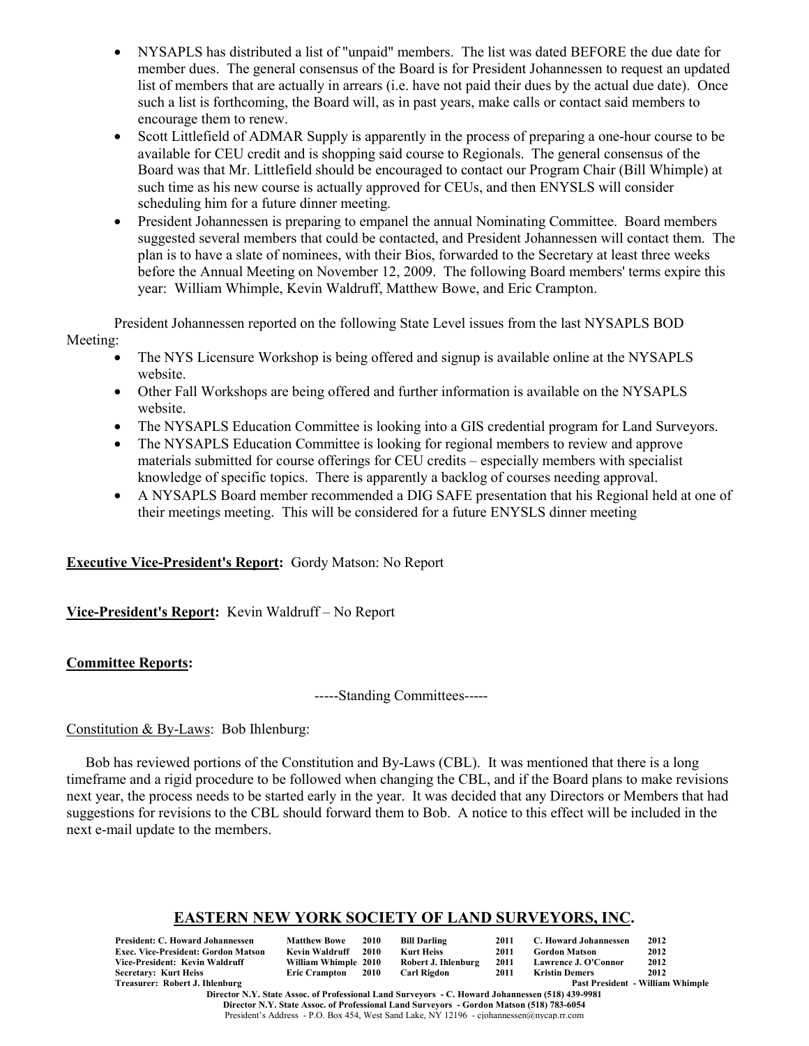- NYSAPLS has distributed a list of "unpaid" members. The list was dated BEFORE the due date for member dues. The general consensus of the Board is for President Johannessen to request an updated list of members that are actually in arrears (i.e. have not paid their dues by the actual due date). Once such a list is forthcoming, the Board will, as in past years, make calls or contact said members to encourage them to renew.
- Scott Littlefield of ADMAR Supply is apparently in the process of preparing a one-hour course to be available for CEU credit and is shopping said course to Regionals. The general consensus of the Board was that Mr. Littlefield should be encouraged to contact our Program Chair (Bill Whimple) at such time as his new course is actually approved for CEUs, and then ENYSLS will consider scheduling him for a future dinner meeting.
- President Johannessen is preparing to empanel the annual Nominating Committee. Board members suggested several members that could be contacted, and President Johannessen will contact them. The plan is to have a slate of nominees, with their Bios, forwarded to the Secretary at least three weeks before the Annual Meeting on November 12, 2009. The following Board members' terms expire this year: William Whimple, Kevin Waldruff, Matthew Bowe, and Eric Crampton.

President Johannessen reported on the following State Level issues from the last NYSAPLS BOD Meeting:

- The NYS Licensure Workshop is being offered and signup is available online at the NYSAPLS website.
- Other Fall Workshops are being offered and further information is available on the NYSAPLS website.
- The NYSAPLS Education Committee is looking into a GIS credential program for Land Surveyors.
- The NYSAPLS Education Committee is looking for regional members to review and approve materials submitted for course offerings for CEU credits – especially members with specialist knowledge of specific topics. There is apparently a backlog of courses needing approval.
- A NYSAPLS Board member recommended a DIG SAFE presentation that his Regional held at one of their meetings meeting. This will be considered for a future ENYSLS dinner meeting

**Executive Vice-President's Report:** Gordy Matson: No Report

**Vice-President's Report:** Kevin Waldruff – No Report

**Committee Reports:**

-----Standing Committees-----

Constitution & By-Laws: Bob Ihlenburg:

Bob has reviewed portions of the Constitution and By-Laws (CBL). It was mentioned that there is a long timeframe and a rigid procedure to be followed when changing the CBL, and if the Board plans to make revisions next year, the process needs to be started early in the year. It was decided that any Directors or Members that had suggestions for revisions to the CBL should forward them to Bob. A notice to this effect will be included in the next e-mail update to the members.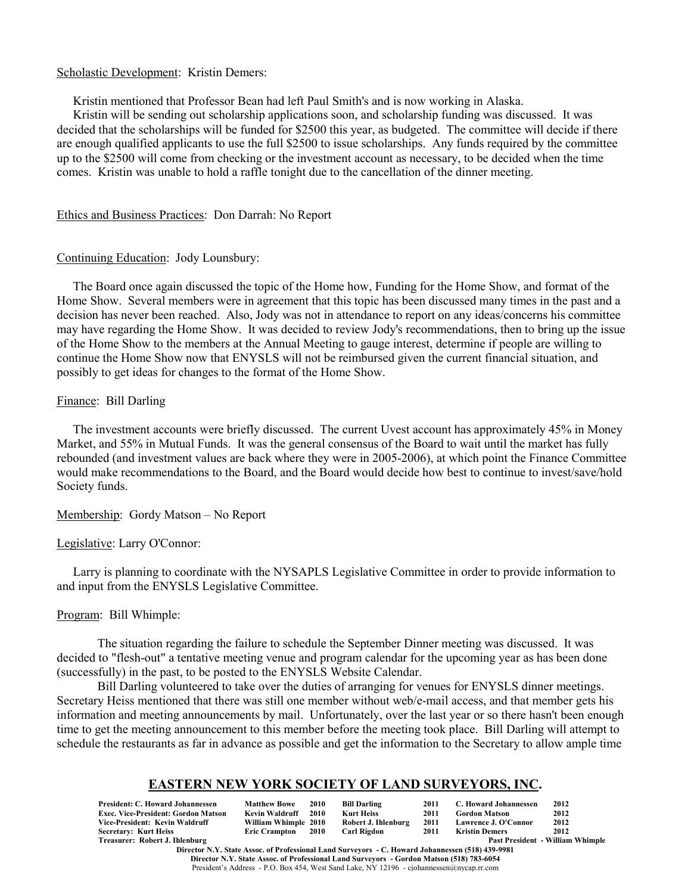Scholastic Development: Kristin Demers:

Kristin mentioned that Professor Bean had left Paul Smith's and is now working in Alaska.

Kristin will be sending out scholarship applications soon, and scholarship funding was discussed. It was decided that the scholarships will be funded for $2500 this year, as budgeted. The committee will decide if there are enough qualified applicants to use the full $2500 to issue scholarships. Any funds required by the committee up to the $2500 will come from checking or the investment account as necessary, to be decided when the time comes. Kristin was unable to hold a raffle tonight due to the cancellation of the dinner meeting.

Ethics and Business Practices: Don Darrah: No Report

Continuing Education: Jody Lounsbury:

The Board once again discussed the topic of the Home how, Funding for the Home Show, and format of the Home Show. Several members were in agreement that this topic has been discussed many times in the past and a decision has never been reached. Also, Jody was not in attendance to report on any ideas/concerns his committee may have regarding the Home Show. It was decided to review Jody's recommendations, then to bring up the issue of the Home Show to the members at the Annual Meeting to gauge interest, determine if people are willing to continue the Home Show now that ENYSLS will not be reimbursed given the current financial situation, and possibly to get ideas for changes to the format of the Home Show.

Finance: Bill Darling

The investment accounts were briefly discussed. The current Uvest account has approximately 45% in Money Market, and 55% in Mutual Funds. It was the general consensus of the Board to wait until the market has fully rebounded (and investment values are back where they were in 2005-2006), at which point the Finance Committee would make recommendations to the Board, and the Board would decide how best to continue to invest/save/hold Society funds.

Membership: Gordy Matson – No Report

Legislative: Larry O'Connor:

Larry is planning to coordinate with the NYSAPLS Legislative Committee in order to provide information to and input from the ENYSLS Legislative Committee.

Program: Bill Whimple:

The situation regarding the failure to schedule the September Dinner meeting was discussed. It was decided to "flesh-out" a tentative meeting venue and program calendar for the upcoming year as has been done (successfully) in the past, to be posted to the ENYSLS Website Calendar.

Bill Darling volunteered to take over the duties of arranging for venues for ENYSLS dinner meetings. Secretary Heiss mentioned that there was still one member without web/e-mail access, and that member gets his information and meeting announcements by mail. Unfortunately, over the last year or so there hasn't been enough time to get the meeting announcement to this member before the meeting took place. Bill Darling will attempt to schedule the restaurants as far in advance as possible and get the information to the Secretary to allow ample time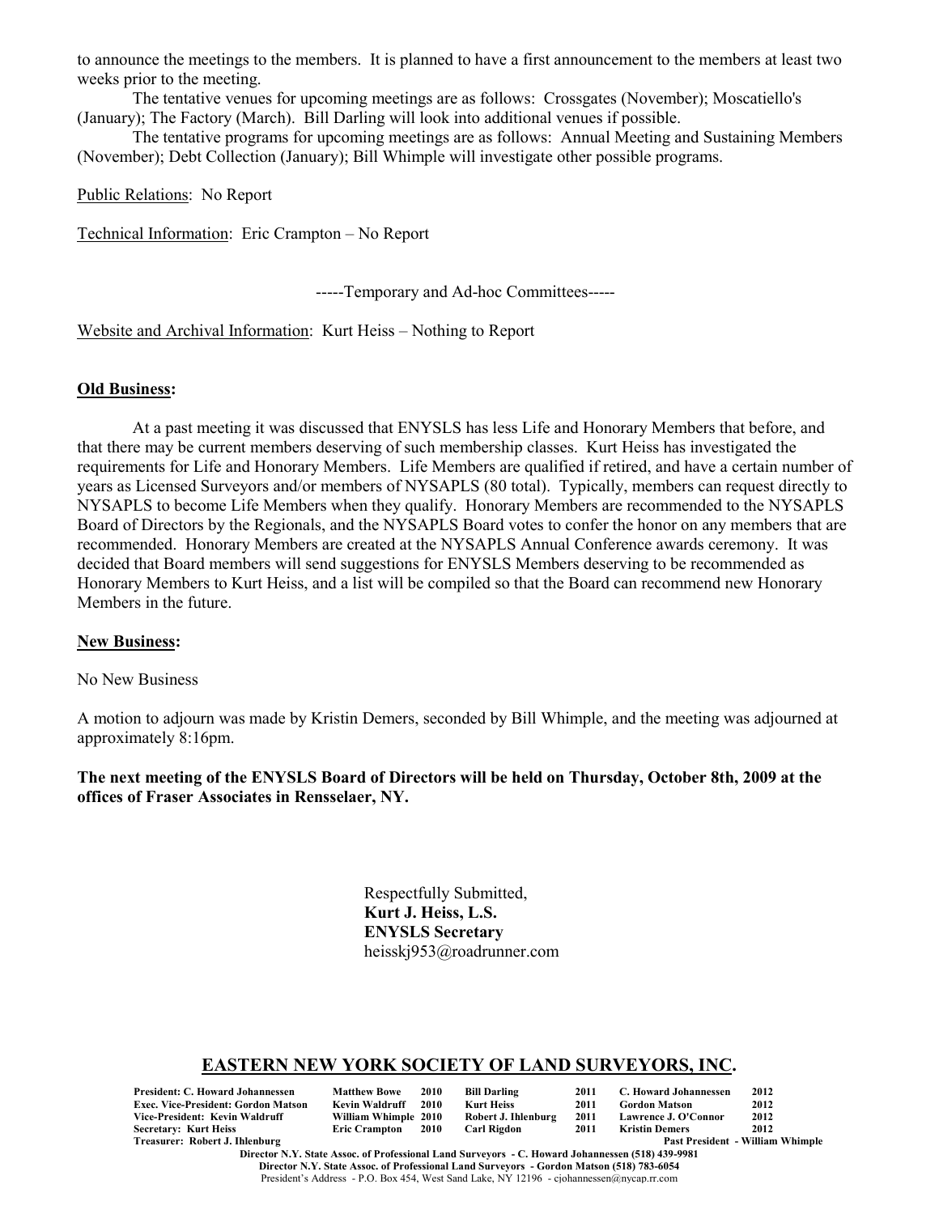to announce the meetings to the members. It is planned to have a first announcement to the members at least two weeks prior to the meeting.

The tentative venues for upcoming meetings are as follows: Crossgates (November); Moscatiello's (January); The Factory (March). Bill Darling will look into additional venues if possible.

The tentative programs for upcoming meetings are as follows: Annual Meeting and Sustaining Members (November); Debt Collection (January); Bill Whimple will investigate other possible programs.

Public Relations: No Report

Technical Information: Eric Crampton – No Report

-----Temporary and Ad-hoc Committees-----

Website and Archival Information: Kurt Heiss – Nothing to Report

**Old Business:**

At a past meeting it was discussed that ENYSLS has less Life and Honorary Members that before, and that there may be current members deserving of such membership classes. Kurt Heiss has investigated the requirements for Life and Honorary Members. Life Members are qualified if retired, and have a certain number of years as Licensed Surveyors and/or members of NYSAPLS (80 total). Typically, members can request directly to NYSAPLS to become Life Members when they qualify. Honorary Members are recommended to the NYSAPLS Board of Directors by the Regionals, and the NYSAPLS Board votes to confer the honor on any members that are recommended. Honorary Members are created at the NYSAPLS Annual Conference awards ceremony. It was decided that Board members will send suggestions for ENYSLS Members deserving to be recommended as Honorary Members to Kurt Heiss, and a list will be compiled so that the Board can recommend new Honorary Members in the future.

**New Business:**

No New Business

A motion to adjourn was made by Kristin Demers, seconded by Bill Whimple, and the meeting was adjourned at approximately 8:16pm.

**The next meeting of the ENYSLS Board of Directors will be held on Thursday, October 8th, 2009 at the offices of Fraser Associates in Rensselaer, NY.**

Respectfully Submitted,
**Kurt J. Heiss, L.S.**
**ENYSLS Secretary**
heisskj953@roadrunner.com

## EASTERN NEW YORK SOCIETY OF LAND SURVEYORS, INC.

| | | | | | | | |
|---|---|---|---|---|---|---|---|
| **President: C. Howard Johannessen** | **Matthew Bowe** | **2010** | **Bill Darling** | **2011** | **C. Howard Johannessen** | **2012** |
| **Exec. Vice-President: Gordon Matson** | **Kevin Waldruff** | **2010** | **Kurt Heiss** | **2011** | **Gordon Matson** | **2012** |
| **Vice-President: Kevin Waldruff** | **William Whimple** | **2010** | **Robert J. Ihlenburg** | **2011** | **Lawrence J. O'Connor** | **2012** |
| **Secretary: Kurt Heiss** | **Eric Crampton** | **2010** | **Carl Rigdon** | **2011** | **Kristin Demers** | **2012** |
| **Treasurer: Robert J. Ihlenburg** | | | | | **Past President - William Whimple** | |

**Director N.Y. State Assoc. of Professional Land Surveyors - C. Howard Johannessen (518) 439-9981**
**Director N.Y. State Assoc. of Professional Land Surveyors - Gordon Matson (518) 783-6054**
President's Address - P.O. Box 454, West Sand Lake, NY 12196 - cjohannessen@nycap.rr.com